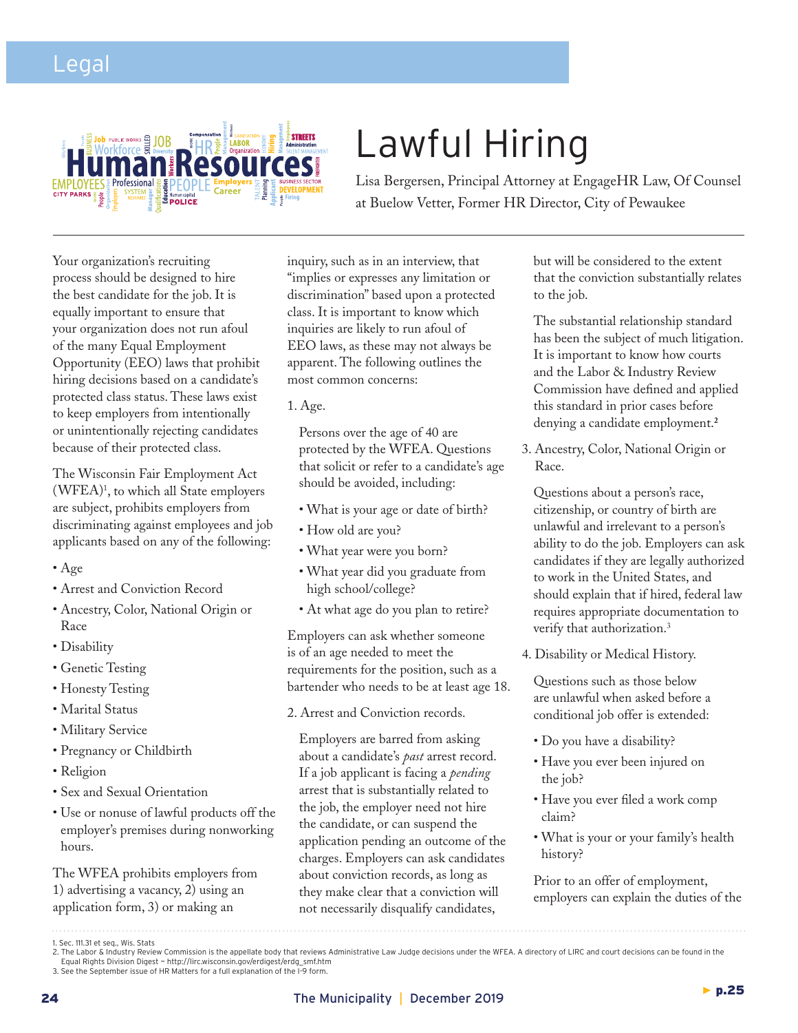Legal

# Lawful Hiring

Lisa Bergersen, Principal Attorney at EngageHR Law, Of Counsel at Buelow Vetter, Former HR Director, City of Pewaukee

Your organization's recruiting process should be designed to hire the best candidate for the job. It is equally important to ensure that your organization does not run afoul of the many Equal Employment Opportunity (EEO) laws that prohibit hiring decisions based on a candidate's protected class status. These laws exist to keep employers from intentionally or unintentionally rejecting candidates because of their protected class.

The Wisconsin Fair Employment Act (WFEA)[1], to which all State employers are subject, prohibits employers from discriminating against employees and job applicants based on any of the following:

- Age
- Arrest and Conviction Record
- Ancestry, Color, National Origin or Race
- Disability
- Genetic Testing
- Honesty Testing
- Marital Status
- Military Service
- Pregnancy or Childbirth
- Religion
- Sex and Sexual Orientation
- Use or nonuse of lawful products off the employer's premises during nonworking hours.

The WFEA prohibits employers from 1) advertising a vacancy, 2) using an application form, 3) or making an inquiry, such as in an interview, that "implies or expresses any limitation or discrimination" based upon a protected class. It is important to know which inquiries are likely to run afoul of EEO laws, as these may not always be apparent. The following outlines the most common concerns:

1. Age.

   Persons over the age of 40 are protected by the WFEA. Questions that solicit or refer to a candidate's age should be avoided, including:

   - What is your age or date of birth?
   - How old are you?
   - What year were you born?
   - What year did you graduate from high school/college?
   - At what age do you plan to retire?

Employers can ask whether someone is of an age needed to meet the requirements for the position, such as a bartender who needs to be at least age 18.

2. Arrest and Conviction records.

   Employers are barred from asking about a candidate's *past* arrest record. If a job applicant is facing a *pending* arrest that is substantially related to the job, the employer need not hire the candidate, or can suspend the application pending an outcome of the charges. Employers can ask candidates about conviction records, as long as they make clear that a conviction will not necessarily disqualify candidates, but will be considered to the extent that the conviction substantially relates to the job.

   The substantial relationship standard has been the subject of much litigation. It is important to know how courts and the Labor & Industry Review Commission have defined and applied this standard in prior cases before denying a candidate employment.[2]

3. Ancestry, Color, National Origin or Race.

   Questions about a person's race, citizenship, or country of birth are unlawful and irrelevant to a person's ability to do the job. Employers can ask candidates if they are legally authorized to work in the United States, and should explain that if hired, federal law requires appropriate documentation to verify that authorization.[3]

4. Disability or Medical History.

   Questions such as those below are unlawful when asked before a conditional job offer is extended:

   - Do you have a disability?
   - Have you ever been injured on the job?
   - Have you ever filed a work comp claim?
   - What is your or your family's health history?

   Prior to an offer of employment, employers can explain the duties of the

1. Sec. 111.31 et seq., Wis. Stats
2. The Labor & Industry Review Commission is the appellate body that reviews Administrative Law Judge decisions under the WFEA. A directory of LIRC and court decisions can be found in the Equal Rights Division Digest ~ http://lirc.wisconsin.gov/erdigest/erdg_smf.htm
3. See the September issue of HR Matters for a full explanation of the I-9 form.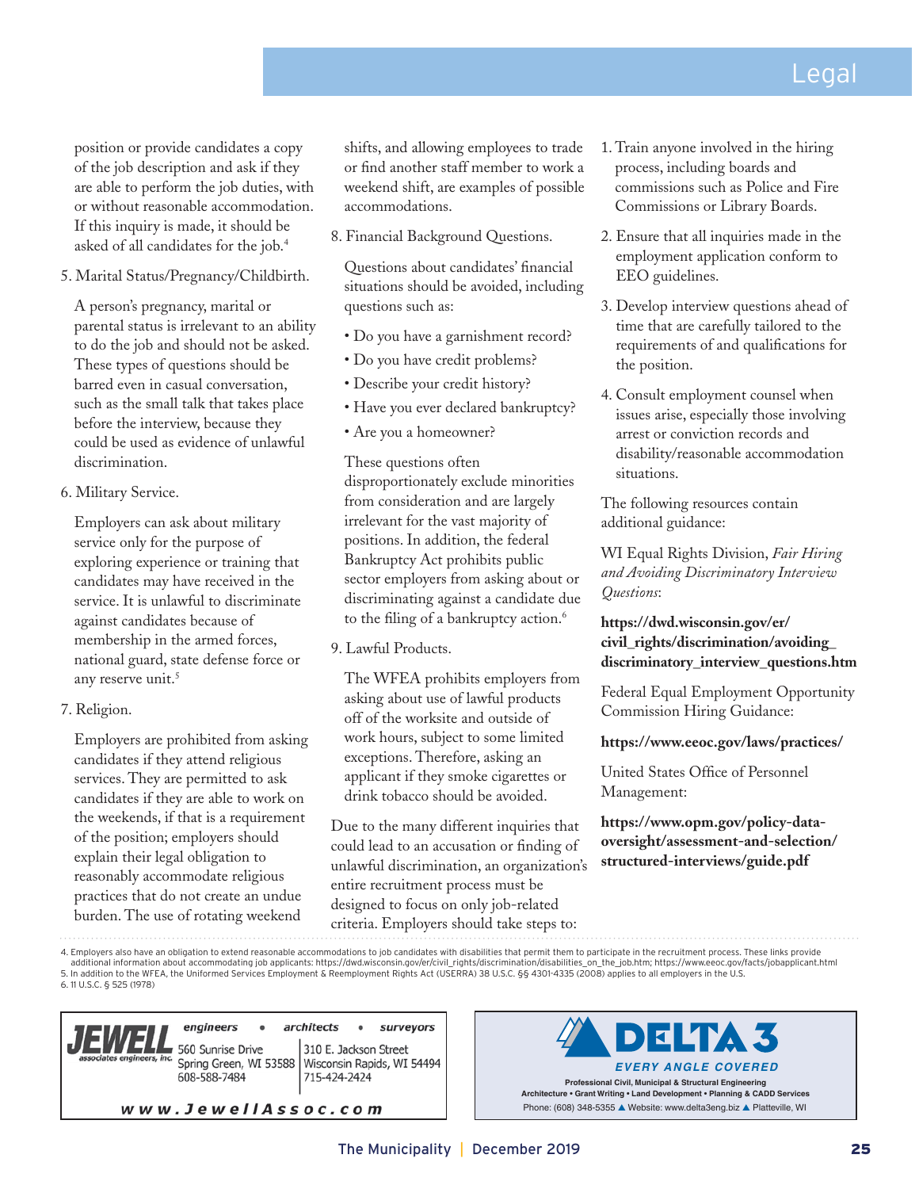position or provide candidates a copy of the job description and ask if they are able to perform the job duties, with or without reasonable accommodation. If this inquiry is made, it should be asked of all candidates for the job.[4]

5. Marital Status/Pregnancy/Childbirth.

   A person's pregnancy, marital or parental status is irrelevant to an ability to do the job and should not be asked. These types of questions should be barred even in casual conversation, such as the small talk that takes place before the interview, because they could be used as evidence of unlawful discrimination.

6. Military Service.

   Employers can ask about military service only for the purpose of exploring experience or training that candidates may have received in the service. It is unlawful to discriminate against candidates because of membership in the armed forces, national guard, state defense force or any reserve unit.[5]

7. Religion.

   Employers are prohibited from asking candidates if they attend religious services. They are permitted to ask candidates if they are able to work on the weekends, if that is a requirement of the position; employers should explain their legal obligation to reasonably accommodate religious practices that do not create an undue burden. The use of rotating weekend shifts, and allowing employees to trade or find another staff member to work a weekend shift, are examples of possible accommodations.

8. Financial Background Questions.

   Questions about candidates' financial situations should be avoided, including questions such as:

   - Do you have a garnishment record?
   - Do you have credit problems?
   - Describe your credit history?
   - Have you ever declared bankruptcy?
   - Are you a homeowner?

   These questions often disproportionately exclude minorities from consideration and are largely irrelevant for the vast majority of positions. In addition, the federal Bankruptcy Act prohibits public sector employers from asking about or discriminating against a candidate due to the filing of a bankruptcy action.[6]

9. Lawful Products.

   The WFEA prohibits employers from asking about use of lawful products off of the worksite and outside of work hours, subject to some limited exceptions. Therefore, asking an applicant if they smoke cigarettes or drink tobacco should be avoided.

Due to the many different inquiries that could lead to an accusation or finding of unlawful discrimination, an organization's entire recruitment process must be designed to focus on only job-related criteria. Employers should take steps to:

1. Train anyone involved in the hiring process, including boards and commissions such as Police and Fire Commissions or Library Boards.
2. Ensure that all inquiries made in the employment application conform to EEO guidelines.
3. Develop interview questions ahead of time that are carefully tailored to the requirements of and qualifications for the position.
4. Consult employment counsel when issues arise, especially those involving arrest or conviction records and disability/reasonable accommodation situations.

The following resources contain additional guidance:

WI Equal Rights Division, *Fair Hiring and Avoiding Discriminatory Interview Questions*:

**https://dwd.wisconsin.gov/er/civil_rights/discrimination/avoiding_discriminatory_interview_questions.htm**

Federal Equal Employment Opportunity Commission Hiring Guidance:

**https://www.eeoc.gov/laws/practices/**

United States Office of Personnel Management:

**https://www.opm.gov/policy-data-oversight/assessment-and-selection/structured-interviews/guide.pdf**

---

4. Employers also have an obligation to extend reasonable accommodations to job candidates with disabilities that permit them to participate in the recruitment process. These links provide additional information about accommodating job applicants: https://dwd.wisconsin.gov/er/civil_rights/discrimination/disabilities_on_the_job.htm; https://www.eeoc.gov/facts/jobapplicant.html
5. In addition to the WFEA, the Uniformed Services Employment & Reemployment Rights Act (USERRA) 38 U.S.C. §§ 4301-4335 (2008) applies to all employers in the U.S.
6. 11 U.S.C. § 525 (1978)

JEWELL associates engineers, inc.
engineers • architects • surveyors
560 Sunrise Drive
Spring Green, WI 53588
608-588-7484
310 E. Jackson Street
Wisconsin Rapids, WI 54494
715-424-2424
www.JewellAssoc.com

DELTA 3
EVERY ANGLE COVERED
Professional Civil, Municipal & Structural Engineering
Architecture • Grant Writing • Land Development • Planning & CADD Services
Phone: (608) 348-5355 ▲ Website: www.delta3eng.biz ▲ Platteville, WI